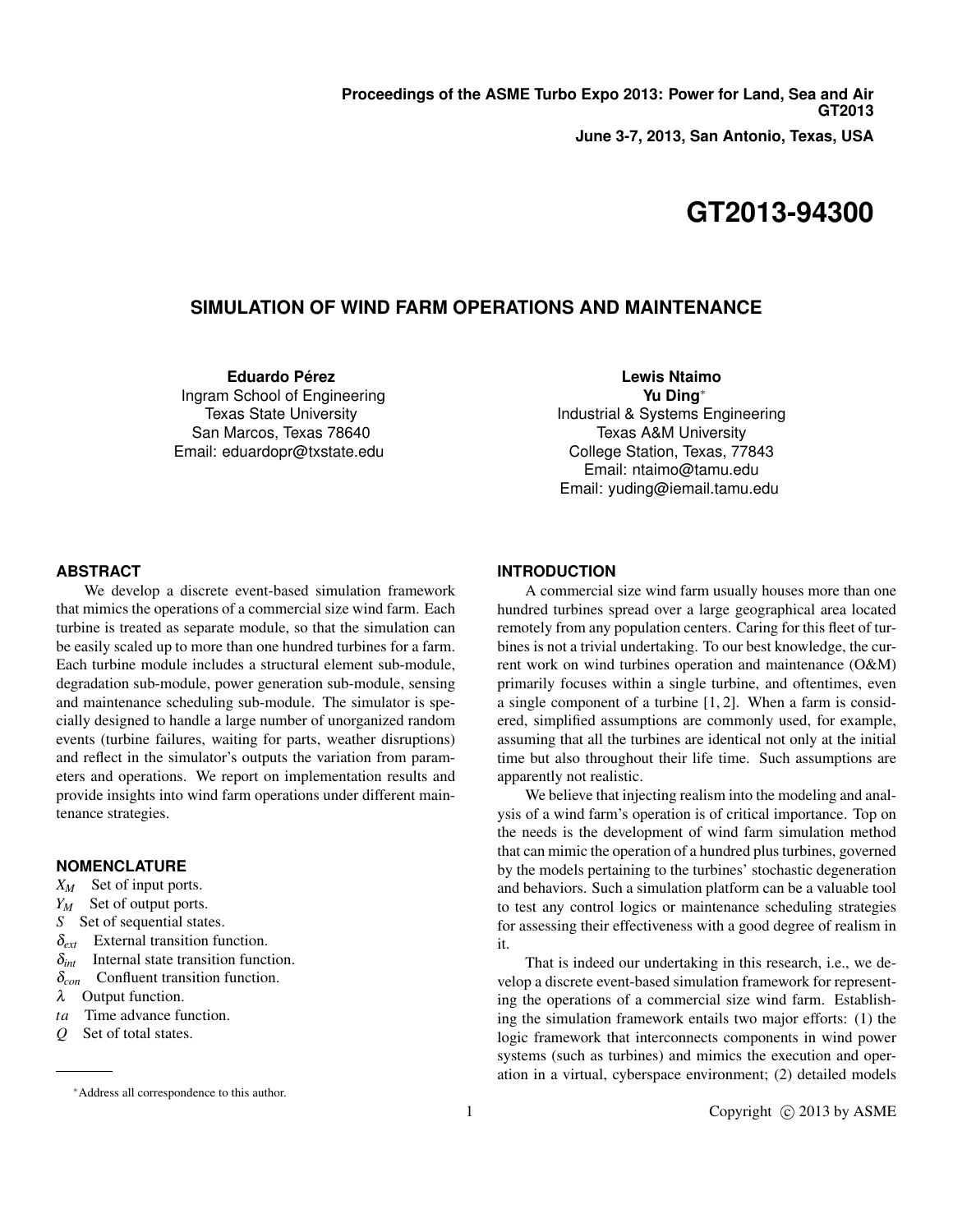**Proceedings of the ASME Turbo Expo 2013: Power for Land, Sea and Air**
**GT2013**
**June 3-7, 2013, San Antonio, Texas, USA**

# GT2013-94300

## SIMULATION OF WIND FARM OPERATIONS AND MAINTENANCE

**Eduardo Pérez**
Ingram School of Engineering
Texas State University
San Marcos, Texas 78640
Email: eduardopr@txstate.edu

**Lewis Ntaimo**
**Yu Ding***
Industrial & Systems Engineering
Texas A&M University
College Station, Texas, 77843
Email: ntaimo@tamu.edu
Email: yuding@iemail.tamu.edu

### ABSTRACT

We develop a discrete event-based simulation framework that mimics the operations of a commercial size wind farm. Each turbine is treated as separate module, so that the simulation can be easily scaled up to more than one hundred turbines for a farm. Each turbine module includes a structural element sub-module, degradation sub-module, power generation sub-module, sensing and maintenance scheduling sub-module. The simulator is specially designed to handle a large number of unorganized random events (turbine failures, waiting for parts, weather disruptions) and reflect in the simulator's outputs the variation from parameters and operations. We report on implementation results and provide insights into wind farm operations under different maintenance strategies.

### NOMENCLATURE

$X_M$ Set of input ports.
$Y_M$ Set of output ports.
$S$ Set of sequential states.
$\delta_{ext}$ External transition function.
$\delta_{int}$ Internal state transition function.
$\delta_{con}$ Confluent transition function.
$\lambda$ Output function.
$ta$ Time advance function.
$Q$ Set of total states.

*Address all correspondence to this author.

### INTRODUCTION

A commercial size wind farm usually houses more than one hundred turbines spread over a large geographical area located remotely from any population centers. Caring for this fleet of turbines is not a trivial undertaking. To our best knowledge, the current work on wind turbines operation and maintenance (O&M) primarily focuses within a single turbine, and oftentimes, even a single component of a turbine [1, 2]. When a farm is considered, simplified assumptions are commonly used, for example, assuming that all the turbines are identical not only at the initial time but also throughout their life time. Such assumptions are apparently not realistic.

We believe that injecting realism into the modeling and analysis of a wind farm's operation is of critical importance. Top on the needs is the development of wind farm simulation method that can mimic the operation of a hundred plus turbines, governed by the models pertaining to the turbines' stochastic degeneration and behaviors. Such a simulation platform can be a valuable tool to test any control logics or maintenance scheduling strategies for assessing their effectiveness with a good degree of realism in it.

That is indeed our undertaking in this research, i.e., we develop a discrete event-based simulation framework for representing the operations of a commercial size wind farm. Establishing the simulation framework entails two major efforts: (1) the logic framework that interconnects components in wind power systems (such as turbines) and mimics the execution and operation in a virtual, cyberspace environment; (2) detailed models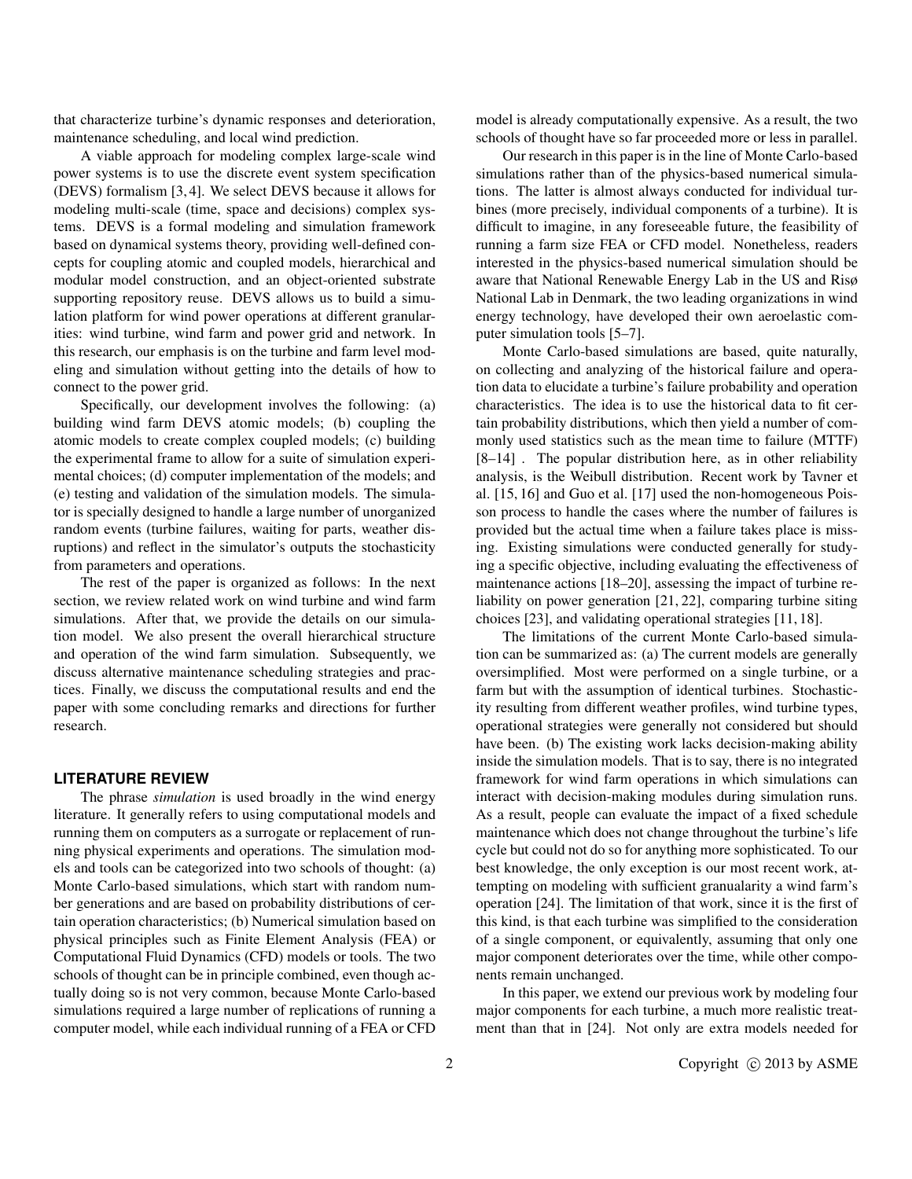that characterize turbine's dynamic responses and deterioration, maintenance scheduling, and local wind prediction.

A viable approach for modeling complex large-scale wind power systems is to use the discrete event system specification (DEVS) formalism [3, 4]. We select DEVS because it allows for modeling multi-scale (time, space and decisions) complex systems. DEVS is a formal modeling and simulation framework based on dynamical systems theory, providing well-defined concepts for coupling atomic and coupled models, hierarchical and modular model construction, and an object-oriented substrate supporting repository reuse. DEVS allows us to build a simulation platform for wind power operations at different granularities: wind turbine, wind farm and power grid and network. In this research, our emphasis is on the turbine and farm level modeling and simulation without getting into the details of how to connect to the power grid.

Specifically, our development involves the following: (a) building wind farm DEVS atomic models; (b) coupling the atomic models to create complex coupled models; (c) building the experimental frame to allow for a suite of simulation experimental choices; (d) computer implementation of the models; and (e) testing and validation of the simulation models. The simulator is specially designed to handle a large number of unorganized random events (turbine failures, waiting for parts, weather disruptions) and reflect in the simulator's outputs the stochasticity from parameters and operations.

The rest of the paper is organized as follows: In the next section, we review related work on wind turbine and wind farm simulations. After that, we provide the details on our simulation model. We also present the overall hierarchical structure and operation of the wind farm simulation. Subsequently, we discuss alternative maintenance scheduling strategies and practices. Finally, we discuss the computational results and end the paper with some concluding remarks and directions for further research.

## LITERATURE REVIEW

The phrase *simulation* is used broadly in the wind energy literature. It generally refers to using computational models and running them on computers as a surrogate or replacement of running physical experiments and operations. The simulation models and tools can be categorized into two schools of thought: (a) Monte Carlo-based simulations, which start with random number generations and are based on probability distributions of certain operation characteristics; (b) Numerical simulation based on physical principles such as Finite Element Analysis (FEA) or Computational Fluid Dynamics (CFD) models or tools. The two schools of thought can be in principle combined, even though actually doing so is not very common, because Monte Carlo-based simulations required a large number of replications of running a computer model, while each individual running of a FEA or CFD model is already computationally expensive. As a result, the two schools of thought have so far proceeded more or less in parallel.

Our research in this paper is in the line of Monte Carlo-based simulations rather than of the physics-based numerical simulations. The latter is almost always conducted for individual turbines (more precisely, individual components of a turbine). It is difficult to imagine, in any foreseeable future, the feasibility of running a farm size FEA or CFD model. Nonetheless, readers interested in the physics-based numerical simulation should be aware that National Renewable Energy Lab in the US and Risø National Lab in Denmark, the two leading organizations in wind energy technology, have developed their own aeroelastic computer simulation tools [5–7].

Monte Carlo-based simulations are based, quite naturally, on collecting and analyzing of the historical failure and operation data to elucidate a turbine's failure probability and operation characteristics. The idea is to use the historical data to fit certain probability distributions, which then yield a number of commonly used statistics such as the mean time to failure (MTTF) [8–14] . The popular distribution here, as in other reliability analysis, is the Weibull distribution. Recent work by Tavner et al. [15, 16] and Guo et al. [17] used the non-homogeneous Poisson process to handle the cases where the number of failures is provided but the actual time when a failure takes place is missing. Existing simulations were conducted generally for studying a specific objective, including evaluating the effectiveness of maintenance actions [18–20], assessing the impact of turbine reliability on power generation [21, 22], comparing turbine siting choices [23], and validating operational strategies [11, 18].

The limitations of the current Monte Carlo-based simulation can be summarized as: (a) The current models are generally oversimplified. Most were performed on a single turbine, or a farm but with the assumption of identical turbines. Stochasticity resulting from different weather profiles, wind turbine types, operational strategies were generally not considered but should have been. (b) The existing work lacks decision-making ability inside the simulation models. That is to say, there is no integrated framework for wind farm operations in which simulations can interact with decision-making modules during simulation runs. As a result, people can evaluate the impact of a fixed schedule maintenance which does not change throughout the turbine's life cycle but could not do so for anything more sophisticated. To our best knowledge, the only exception is our most recent work, attempting on modeling with sufficient granularity a wind farm's operation [24]. The limitation of that work, since it is the first of this kind, is that each turbine was simplified to the consideration of a single component, or equivalently, assuming that only one major component deteriorates over the time, while other components remain unchanged.

In this paper, we extend our previous work by modeling four major components for each turbine, a much more realistic treatment than that in [24]. Not only are extra models needed for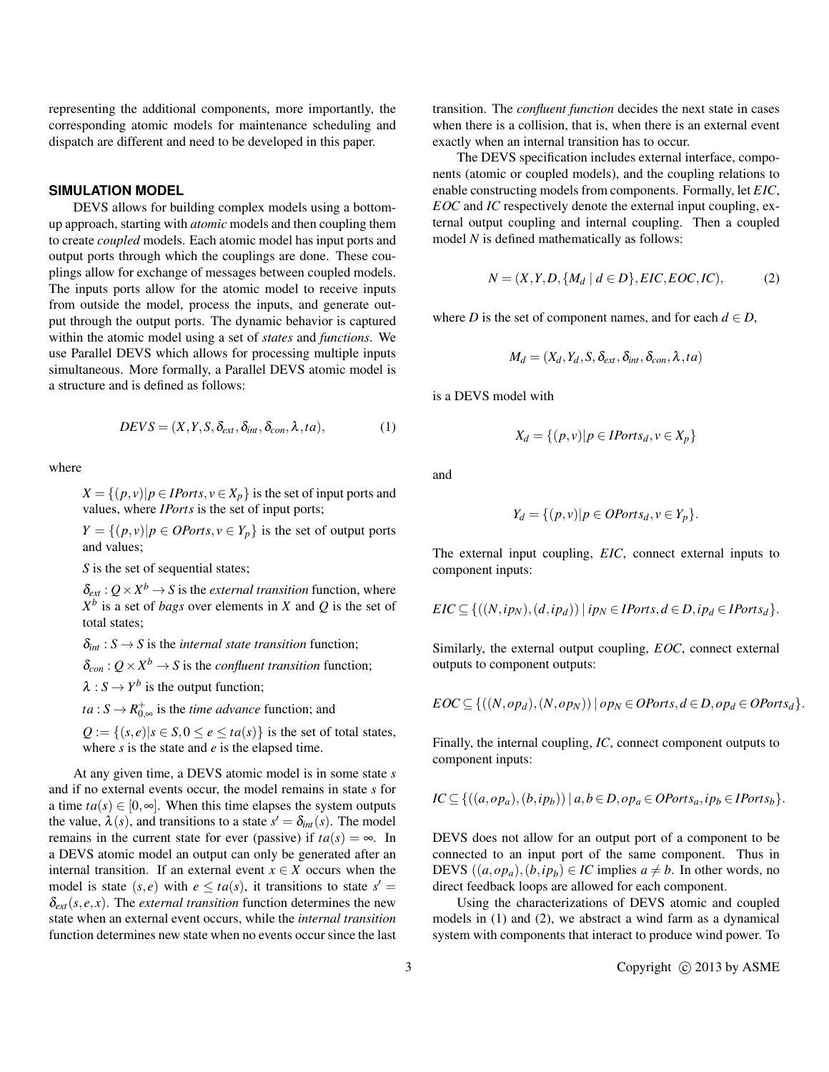representing the additional components, more importantly, the corresponding atomic models for maintenance scheduling and dispatch are different and need to be developed in this paper.

## SIMULATION MODEL

DEVS allows for building complex models using a bottom-up approach, starting with *atomic* models and then coupling them to create *coupled* models. Each atomic model has input ports and output ports through which the couplings are done. These couplings allow for exchange of messages between coupled models. The inputs ports allow for the atomic model to receive inputs from outside the model, process the inputs, and generate output through the output ports. The dynamic behavior is captured within the atomic model using a set of *states* and *functions*. We use Parallel DEVS which allows for processing multiple inputs simultaneous. More formally, a Parallel DEVS atomic model is a structure and is defined as follows:

$$DEVS = (X, Y, S, \delta_{ext}, \delta_{int}, \delta_{con}, \lambda, ta), \tag{1}$$

where

$X = \{(p,v) | p \in IPorts, v \in X_p\}$ is the set of input ports and values, where *IPorts* is the set of input ports;

$Y = \{(p,v) | p \in OPorts, v \in Y_p\}$ is the set of output ports and values;

$S$ is the set of sequential states;

$\delta_{ext} : Q \times X^b \rightarrow S$ is the *external transition* function, where $X^b$ is a set of *bags* over elements in $X$ and $Q$ is the set of total states;

$\delta_{int} : S \rightarrow S$ is the *internal state transition* function;

$\delta_{con} : Q \times X^b \rightarrow S$ is the *confluent transition* function;

$\lambda : S \rightarrow Y^b$ is the output function;

$ta : S \rightarrow R^{+}_{0,\infty}$ is the *time advance* function; and

$Q := \{(s,e) | s \in S, 0 \leq e \leq ta(s)\}$ is the set of total states, where $s$ is the state and $e$ is the elapsed time.

At any given time, a DEVS atomic model is in some state $s$ and if no external events occur, the model remains in state $s$ for a time $ta(s) \in [0, \infty]$. When this time elapses the system outputs the value, $\lambda(s)$, and transitions to a state $s' = \delta_{int}(s)$. The model remains in the current state for ever (passive) if $ta(s) = \infty$. In a DEVS atomic model an output can only be generated after an internal transition. If an external event $x \in X$ occurs when the model is state $(s,e)$ with $e \leq ta(s)$, it transitions to state $s' = \delta_{ext}(s,e,x)$. The *external transition* function determines the new state when an external event occurs, while the *internal transition* function determines new state when no events occur since the last transition. The *confluent function* decides the next state in cases when there is a collision, that is, when there is an external event exactly when an internal transition has to occur.

The DEVS specification includes external interface, components (atomic or coupled models), and the coupling relations to enable constructing models from components. Formally, let *EIC*, *EOC* and *IC* respectively denote the external input coupling, external output coupling and internal coupling. Then a coupled model $N$ is defined mathematically as follows:

$$N = (X, Y, D, \{M_d \mid d \in D\}, EIC, EOC, IC), \tag{2}$$

where $D$ is the set of component names, and for each $d \in D$,

$$M_d = (X_d, Y_d, S, \delta_{ext}, \delta_{int}, \delta_{con}, \lambda, ta)$$

is a DEVS model with

$$X_d = \{(p,v) | p \in IPorts_d, v \in X_p\}$$

and

$$Y_d = \{(p,v) | p \in OPorts_d, v \in Y_p\}.$$

The external input coupling, *EIC*, connect external inputs to component inputs:

$$EIC \subseteq \{((N, ip_N), (d, ip_d)) \mid ip_N \in IPorts, d \in D, ip_d \in IPorts_d\}.$$

Similarly, the external output coupling, *EOC*, connect external outputs to component outputs:

$$EOC \subseteq \{((N, op_d), (N, op_N)) \mid op_N \in OPorts, d \in D, op_d \in OPorts_d\}.$$

Finally, the internal coupling, *IC*, connect component outputs to component inputs:

$$IC \subseteq \{((a, op_a), (b, ip_b)) \mid a, b \in D, op_a \in OPorts_a, ip_b \in IPorts_b\}.$$

DEVS does not allow for an output port of a component to be connected to an input port of the same component. Thus in DEVS $((a, op_a), (b, ip_b)) \in IC$ implies $a \neq b$. In other words, no direct feedback loops are allowed for each component.

Using the characterizations of DEVS atomic and coupled models in (1) and (2), we abstract a wind farm as a dynamical system with components that interact to produce wind power. To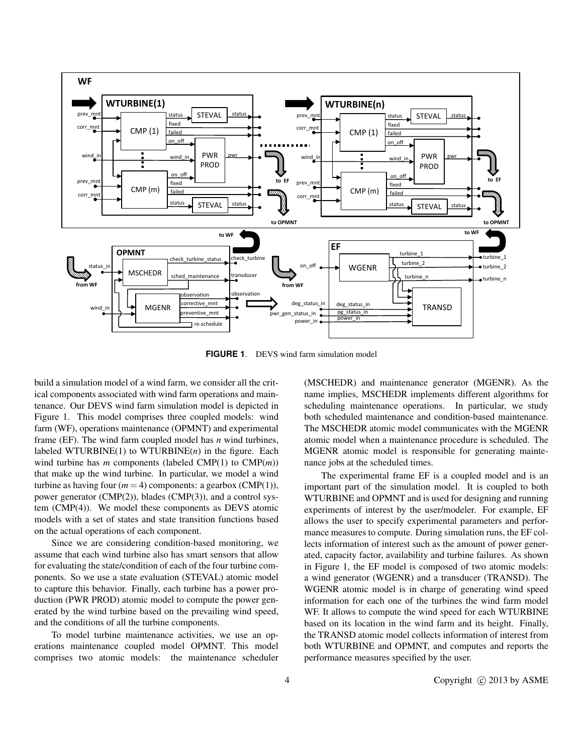FIGURE 1. DEVS wind farm simulation model

build a simulation model of a wind farm, we consider all the critical components associated with wind farm operations and maintenance. Our DEVS wind farm simulation model is depicted in Figure 1. This model comprises three coupled models: wind farm (WF), operations maintenance (OPMNT) and experimental frame (EF). The wind farm coupled model has $n$ wind turbines, labeled WTURBINE(1) to WTURBINE($n$) in the figure. Each wind turbine has $m$ components (labeled CMP(1) to CMP($m$)) that make up the wind turbine. In particular, we model a wind turbine as having four ($m = 4$) components: a gearbox (CMP(1)), power generator (CMP(2)), blades (CMP(3)), and a control system (CMP(4)). We model these components as DEVS atomic models with a set of states and state transition functions based on the actual operations of each component.

Since we are considering condition-based monitoring, we assume that each wind turbine also has smart sensors that allow for evaluating the state/condition of each of the four turbine components. So we use a state evaluation (STEVAL) atomic model to capture this behavior. Finally, each turbine has a power production (PWR PROD) atomic model to compute the power generated by the wind turbine based on the prevailing wind speed, and the conditions of all the turbine components.

To model turbine maintenance activities, we use an operations maintenance coupled model OPMNT. This model comprises two atomic models: the maintenance scheduler (MSCHEDR) and maintenance generator (MGENR). As the name implies, MSCHEDR implements different algorithms for scheduling maintenance operations. In particular, we study both scheduled maintenance and condition-based maintenance. The MSCHEDR atomic model communicates with the MGENR atomic model when a maintenance procedure is scheduled. The MGENR atomic model is responsible for generating maintenance jobs at the scheduled times.

The experimental frame EF is a coupled model and is an important part of the simulation model. It is coupled to both WTURBINE and OPMNT and is used for designing and running experiments of interest by the user/modeler. For example, EF allows the user to specify experimental parameters and performance measures to compute. During simulation runs, the EF collects information of interest such as the amount of power generated, capacity factor, availability and turbine failures. As shown in Figure 1, the EF model is composed of two atomic models: a wind generator (WGENR) and a transducer (TRANSD). The WGENR atomic model is in charge of generating wind speed information for each one of the turbines the wind farm model WF. It allows to compute the wind speed for each WTURBINE based on its location in the wind farm and its height. Finally, the TRANSD atomic model collects information of interest from both WTURBINE and OPMNT, and computes and reports the performance measures specified by the user.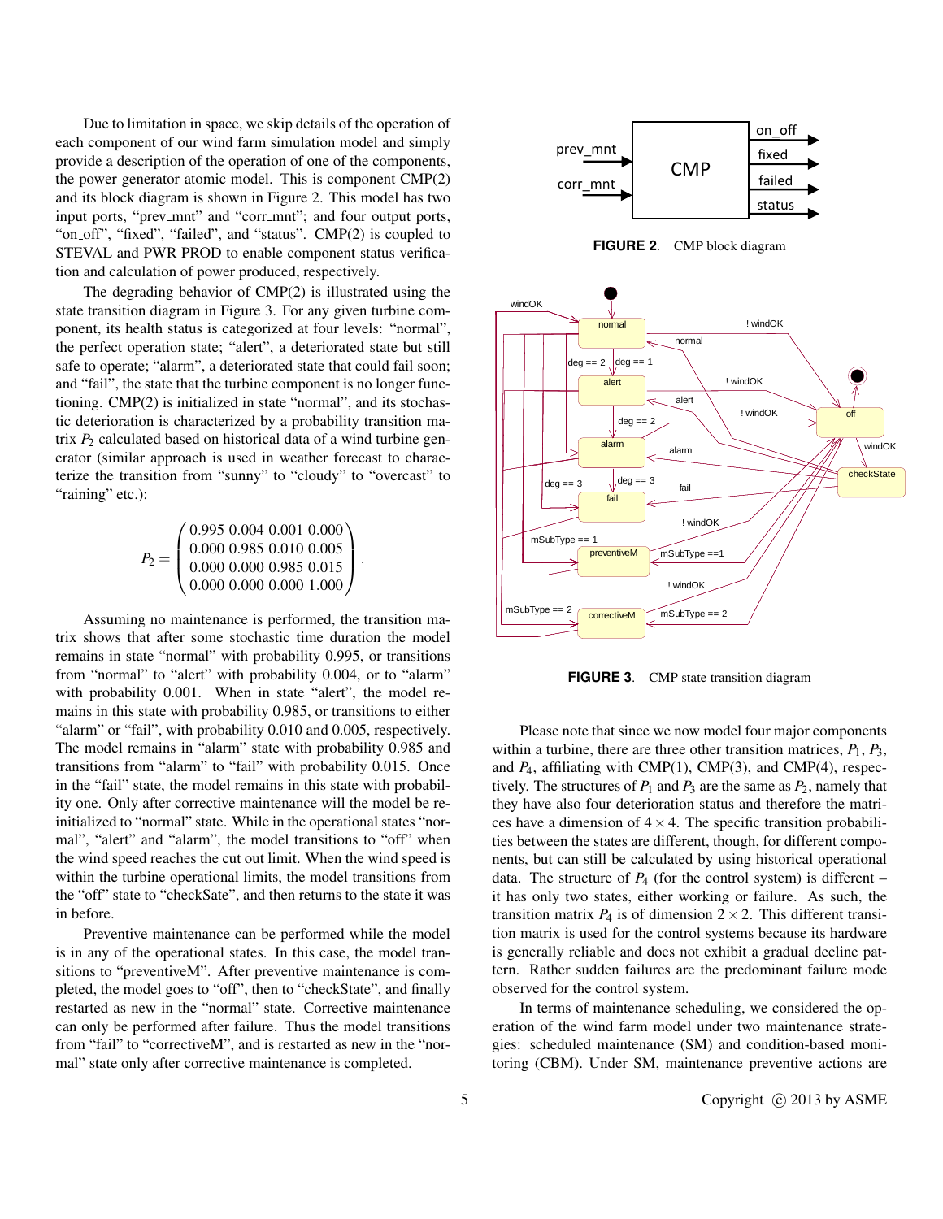Due to limitation in space, we skip details of the operation of each component of our wind farm simulation model and simply provide a description of the operation of one of the components, the power generator atomic model. This is component CMP(2) and its block diagram is shown in Figure 2. This model has two input ports, "prev_mnt" and "corr_mnt"; and four output ports, "on_off", "fixed", "failed", and "status". CMP(2) is coupled to STEVAL and PWR PROD to enable component status verification and calculation of power produced, respectively.

The degrading behavior of CMP(2) is illustrated using the state transition diagram in Figure 3. For any given turbine component, its health status is categorized at four levels: "normal", the perfect operation state; "alert", a deteriorated state but still safe to operate; "alarm", a deteriorated state that could fail soon; and "fail", the state that the turbine component is no longer functioning. CMP(2) is initialized in state "normal", and its stochastic deterioration is characterized by a probability transition matrix $P_2$ calculated based on historical data of a wind turbine generator (similar approach is used in weather forecast to characterize the transition from "sunny" to "cloudy" to "overcast" to "raining" etc.):

$$
P_2 = \begin{pmatrix} 0.995 & 0.004 & 0.001 & 0.000 \\ 0.000 & 0.985 & 0.010 & 0.005 \\ 0.000 & 0.000 & 0.985 & 0.015 \\ 0.000 & 0.000 & 0.000 & 1.000 \end{pmatrix}.
$$

Assuming no maintenance is performed, the transition matrix shows that after some stochastic time duration the model remains in state "normal" with probability 0.995, or transitions from "normal" to "alert" with probability 0.004, or to "alarm" with probability 0.001. When in state "alert", the model remains in this state with probability 0.985, or transitions to either "alarm" or "fail", with probability 0.010 and 0.005, respectively. The model remains in "alarm" state with probability 0.985 and transitions from "alarm" to "fail" with probability 0.015. Once in the "fail" state, the model remains in this state with probability one. Only after corrective maintenance will the model be reinitialized to "normal" state. While in the operational states "normal", "alert" and "alarm", the model transitions to "off" when the wind speed reaches the cut out limit. When the wind speed is within the turbine operational limits, the model transitions from the "off" state to "checkSate", and then returns to the state it was in before.

Preventive maintenance can be performed while the model is in any of the operational states. In this case, the model transitions to "preventiveM". After preventive maintenance is completed, the model goes to "off", then to "checkState", and finally restarted as new in the "normal" state. Corrective maintenance can only be performed after failure. Thus the model transitions from "fail" to "correctiveM", and is restarted as new in the "normal" state only after corrective maintenance is completed.

**FIGURE 2**. CMP block diagram

**FIGURE 3**. CMP state transition diagram

Please note that since we now model four major components within a turbine, there are three other transition matrices, $P_1$, $P_3$, and $P_4$, affiliating with CMP(1), CMP(3), and CMP(4), respectively. The structures of $P_1$ and $P_3$ are the same as $P_2$, namely that they have also four deterioration status and therefore the matrices have a dimension of $4 \times 4$. The specific transition probabilities between the states are different, though, for different components, but can still be calculated by using historical operational data. The structure of $P_4$ (for the control system) is different – it has only two states, either working or failure. As such, the transition matrix $P_4$ is of dimension $2 \times 2$. This different transition matrix is used for the control systems because its hardware is generally reliable and does not exhibit a gradual decline pattern. Rather sudden failures are the predominant failure mode observed for the control system.

In terms of maintenance scheduling, we considered the operation of the wind farm model under two maintenance strategies: scheduled maintenance (SM) and condition-based monitoring (CBM). Under SM, maintenance preventive actions are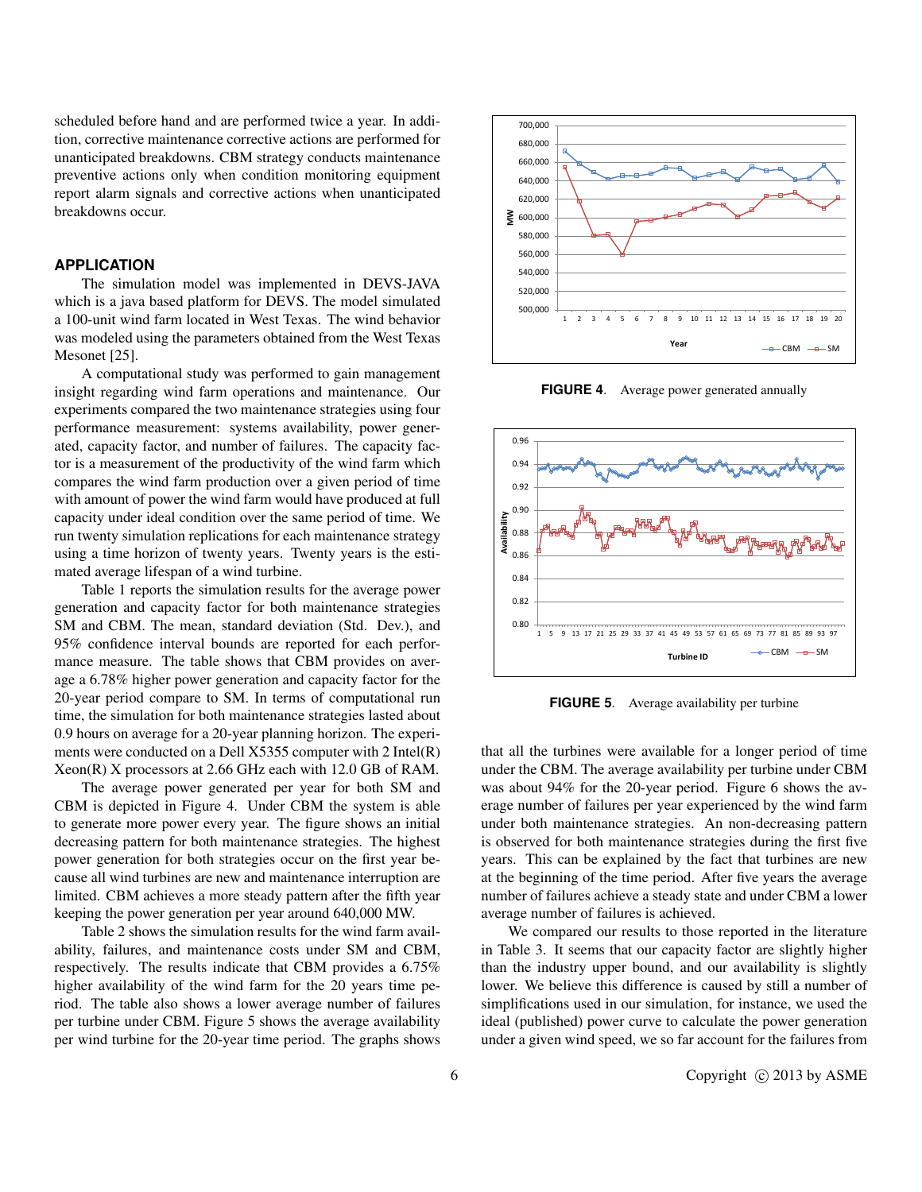scheduled before hand and are performed twice a year. In addition, corrective maintenance corrective actions are performed for unanticipated breakdowns. CBM strategy conducts maintenance preventive actions only when condition monitoring equipment report alarm signals and corrective actions when unanticipated breakdowns occur.

## APPLICATION

The simulation model was implemented in DEVS-JAVA which is a java based platform for DEVS. The model simulated a 100-unit wind farm located in West Texas. The wind behavior was modeled using the parameters obtained from the West Texas Mesonet [25].

A computational study was performed to gain management insight regarding wind farm operations and maintenance. Our experiments compared the two maintenance strategies using four performance measurement: systems availability, power generated, capacity factor, and number of failures. The capacity factor is a measurement of the productivity of the wind farm which compares the wind farm production over a given period of time with amount of power the wind farm would have produced at full capacity under ideal condition over the same period of time. We run twenty simulation replications for each maintenance strategy using a time horizon of twenty years. Twenty years is the estimated average lifespan of a wind turbine.

Table 1 reports the simulation results for the average power generation and capacity factor for both maintenance strategies SM and CBM. The mean, standard deviation (Std. Dev.), and 95% confidence interval bounds are reported for each performance measure. The table shows that CBM provides on average a 6.78% higher power generation and capacity factor for the 20-year period compare to SM. In terms of computational run time, the simulation for both maintenance strategies lasted about 0.9 hours on average for a 20-year planning horizon. The experiments were conducted on a Dell X5355 computer with 2 Intel(R) Xeon(R) X processors at 2.66 GHz each with 12.0 GB of RAM.

The average power generated per year for both SM and CBM is depicted in Figure 4. Under CBM the system is able to generate more power every year. The figure shows an initial decreasing pattern for both maintenance strategies. The highest power generation for both strategies occur on the first year because all wind turbines are new and maintenance interruption are limited. CBM achieves a more steady pattern after the fifth year keeping the power generation per year around 640,000 MW.

Table 2 shows the simulation results for the wind farm availability, failures, and maintenance costs under SM and CBM, respectively. The results indicate that CBM provides a 6.75% higher availability of the wind farm for the 20 years time period. The table also shows a lower average number of failures per turbine under CBM. Figure 5 shows the average availability per wind turbine for the 20-year time period. The graphs shows

**FIGURE 4**. Average power generated annually

**FIGURE 5**. Average availability per turbine

that all the turbines were available for a longer period of time under the CBM. The average availability per turbine under CBM was about 94% for the 20-year period. Figure 6 shows the average number of failures per year experienced by the wind farm under both maintenance strategies. An non-decreasing pattern is observed for both maintenance strategies during the first five years. This can be explained by the fact that turbines are new at the beginning of the time period. After five years the average number of failures achieve a steady state and under CBM a lower average number of failures is achieved.

We compared our results to those reported in the literature in Table 3. It seems that our capacity factor are slightly higher than the industry upper bound, and our availability is slightly lower. We believe this difference is caused by still a number of simplifications used in our simulation, for instance, we used the ideal (published) power curve to calculate the power generation under a given wind speed, we so far account for the failures from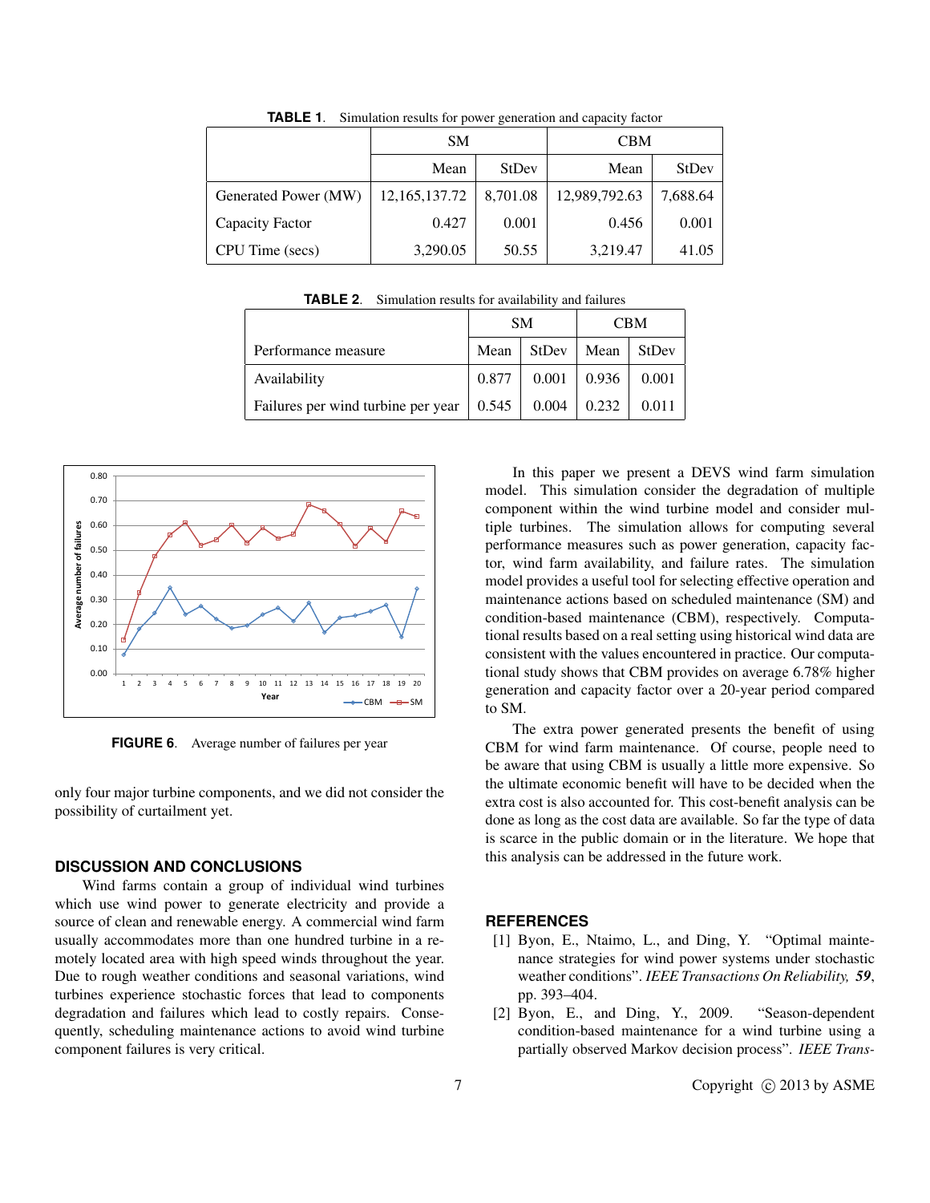**TABLE 1**. Simulation results for power generation and capacity factor

| | SM | | CBM | |
|---|---|---|---|---|
| | Mean | StDev | Mean | StDev |
| Generated Power (MW) | 12,165,137.72 | 8,701.08 | 12,989,792.63 | 7,688.64 |
| Capacity Factor | 0.427 | 0.001 | 0.456 | 0.001 |
| CPU Time (secs) | 3,290.05 | 50.55 | 3,219.47 | 41.05 |

**TABLE 2**. Simulation results for availability and failures

| | SM | | CBM | |
|---|---|---|---|---|
| Performance measure | Mean | StDev | Mean | StDev |
| Availability | 0.877 | 0.001 | 0.936 | 0.001 |
| Failures per wind turbine per year | 0.545 | 0.004 | 0.232 | 0.011 |

Average number of failures

0.80
0.70
0.60
0.50
0.40
0.30
0.20
0.10
0.00

1 2 3 4 5 6 7 8 9 10 11 12 13 14 15 16 17 18 19 20

Year

CBM SM

**FIGURE 6**. Average number of failures per year

only four major turbine components, and we did not consider the possibility of curtailment yet.

## DISCUSSION AND CONCLUSIONS

Wind farms contain a group of individual wind turbines which use wind power to generate electricity and provide a source of clean and renewable energy. A commercial wind farm usually accommodates more than one hundred turbine in a remotely located area with high speed winds throughout the year. Due to rough weather conditions and seasonal variations, wind turbines experience stochastic forces that lead to components degradation and failures which lead to costly repairs. Consequently, scheduling maintenance actions to avoid wind turbine component failures is very critical.

In this paper we present a DEVS wind farm simulation model. This simulation consider the degradation of multiple component within the wind turbine model and consider multiple turbines. The simulation allows for computing several performance measures such as power generation, capacity factor, wind farm availability, and failure rates. The simulation model provides a useful tool for selecting effective operation and maintenance actions based on scheduled maintenance (SM) and condition-based maintenance (CBM), respectively. Computational results based on a real setting using historical wind data are consistent with the values encountered in practice. Our computational study shows that CBM provides on average 6.78% higher generation and capacity factor over a 20-year period compared to SM.

The extra power generated presents the benefit of using CBM for wind farm maintenance. Of course, people need to be aware that using CBM is usually a little more expensive. So the ultimate economic benefit will have to be decided when the extra cost is also accounted for. This cost-benefit analysis can be done as long as the cost data are available. So far the type of data is scarce in the public domain or in the literature. We hope that this analysis can be addressed in the future work.

## REFERENCES

[1] Byon, E., Ntaimo, L., and Ding, Y. "Optimal maintenance strategies for wind power systems under stochastic weather conditions". *IEEE Transactions On Reliability*, ***59***, pp. 393–404.

[2] Byon, E., and Ding, Y., 2009. "Season-dependent condition-based maintenance for a wind turbine using a partially observed Markov decision process". *IEEE Trans-*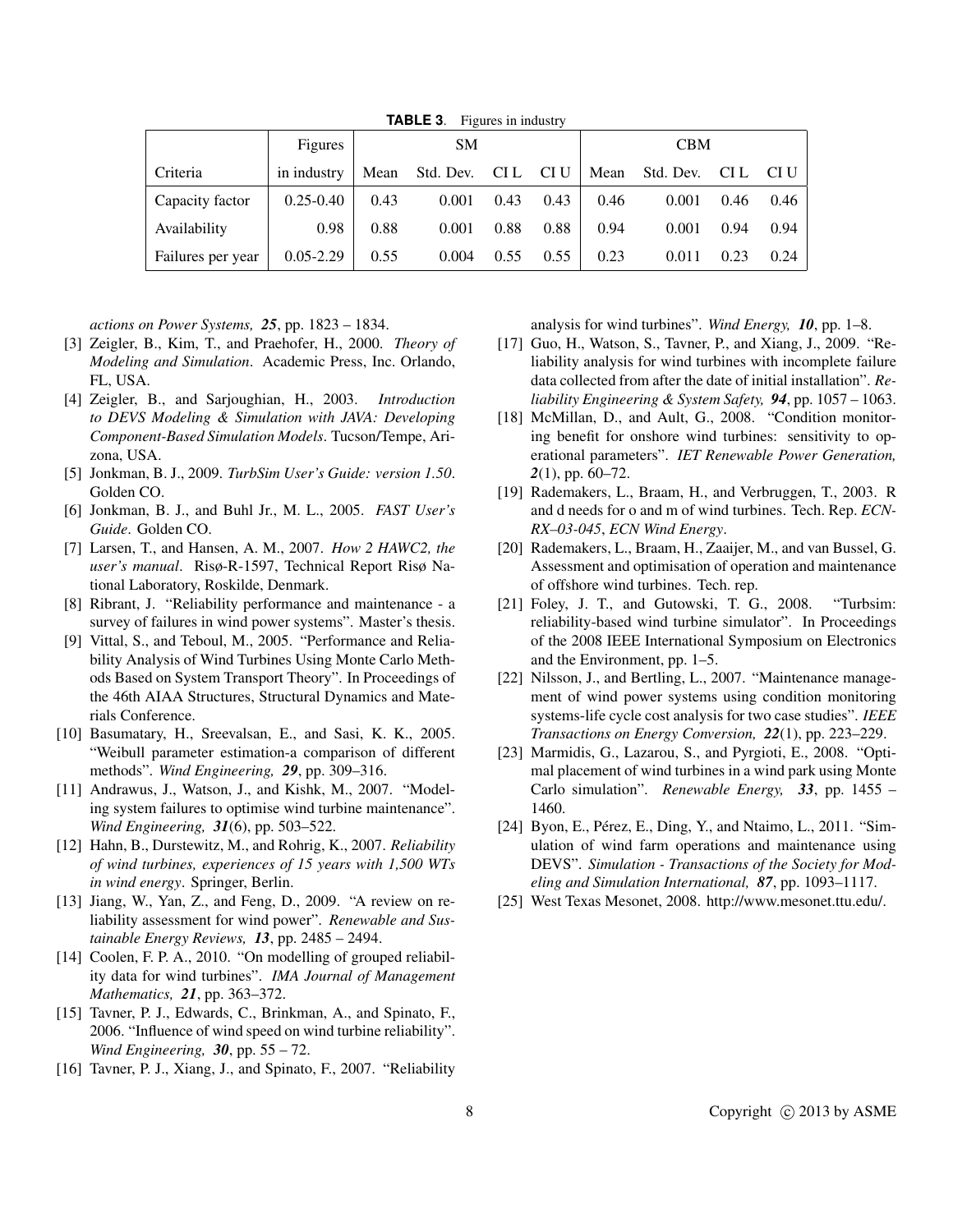**TABLE 3**. Figures in industry

| Criteria | Figures in industry | SM | | | | CBM | | | |
|---|---|---|---|---|---|---|---|---|---|
| | | Mean | Std. Dev. | CI L | CI U | Mean | Std. Dev. | CI L | CI U |
| Capacity factor | 0.25-0.40 | 0.43 | 0.001 | 0.43 | 0.43 | 0.46 | 0.001 | 0.46 | 0.46 |
| Availability | 0.98 | 0.88 | 0.001 | 0.88 | 0.88 | 0.94 | 0.001 | 0.94 | 0.94 |
| Failures per year | 0.05-2.29 | 0.55 | 0.004 | 0.55 | 0.55 | 0.23 | 0.011 | 0.23 | 0.24 |

*actions on Power Systems,* ***25***, pp. 1823 – 1834.

[3] Zeigler, B., Kim, T., and Praehofer, H., 2000. *Theory of Modeling and Simulation*. Academic Press, Inc. Orlando, FL, USA.

[4] Zeigler, B., and Sarjoughian, H., 2003. *Introduction to DEVS Modeling & Simulation with JAVA: Developing Component-Based Simulation Models*. Tucson/Tempe, Arizona, USA.

[5] Jonkman, B. J., 2009. *TurbSim User's Guide: version 1.50*. Golden CO.

[6] Jonkman, B. J., and Buhl Jr., M. L., 2005. *FAST User's Guide*. Golden CO.

[7] Larsen, T., and Hansen, A. M., 2007. *How 2 HAWC2, the user's manual*. Risø-R-1597, Technical Report Risø National Laboratory, Roskilde, Denmark.

[8] Ribrant, J. "Reliability performance and maintenance - a survey of failures in wind power systems". Master's thesis.

[9] Vittal, S., and Teboul, M., 2005. "Performance and Reliability Analysis of Wind Turbines Using Monte Carlo Methods Based on System Transport Theory". In Proceedings of the 46th AIAA Structures, Structural Dynamics and Materials Conference.

[10] Basumatary, H., Sreevalsan, E., and Sasi, K. K., 2005. "Weibull parameter estimation-a comparison of different methods". *Wind Engineering,* ***29***, pp. 309–316.

[11] Andrawus, J., Watson, J., and Kishk, M., 2007. "Modeling system failures to optimise wind turbine maintenance". *Wind Engineering,* ***31***(6), pp. 503–522.

[12] Hahn, B., Durstewitz, M., and Rohrig, K., 2007. *Reliability of wind turbines, experiences of 15 years with 1,500 WTs in wind energy*. Springer, Berlin.

[13] Jiang, W., Yan, Z., and Feng, D., 2009. "A review on reliability assessment for wind power". *Renewable and Sustainable Energy Reviews,* ***13***, pp. 2485 – 2494.

[14] Coolen, F. P. A., 2010. "On modelling of grouped reliability data for wind turbines". *IMA Journal of Management Mathematics,* ***21***, pp. 363–372.

[15] Tavner, P. J., Edwards, C., Brinkman, A., and Spinato, F., 2006. "Influence of wind speed on wind turbine reliability". *Wind Engineering,* ***30***, pp. 55 – 72.

[16] Tavner, P. J., Xiang, J., and Spinato, F., 2007. "Reliability analysis for wind turbines". *Wind Energy,* ***10***, pp. 1–8.

[17] Guo, H., Watson, S., Tavner, P., and Xiang, J., 2009. "Reliability analysis for wind turbines with incomplete failure data collected from after the date of initial installation". *Reliability Engineering & System Safety,* ***94***, pp. 1057 – 1063.

[18] McMillan, D., and Ault, G., 2008. "Condition monitoring benefit for onshore wind turbines: sensitivity to operational parameters". *IET Renewable Power Generation,* ***2***(1), pp. 60–72.

[19] Rademakers, L., Braam, H., and Verbruggen, T., 2003. R and d needs for o and m of wind turbines. Tech. Rep. *ECN-RX–03-045*, *ECN Wind Energy*.

[20] Rademakers, L., Braam, H., Zaaijer, M., and van Bussel, G. Assessment and optimisation of operation and maintenance of offshore wind turbines. Tech. rep.

[21] Foley, J. T., and Gutowski, T. G., 2008. "Turbsim: reliability-based wind turbine simulator". In Proceedings of the 2008 IEEE International Symposium on Electronics and the Environment, pp. 1–5.

[22] Nilsson, J., and Bertling, L., 2007. "Maintenance management of wind power systems using condition monitoring systems-life cycle cost analysis for two case studies". *IEEE Transactions on Energy Conversion,* ***22***(1), pp. 223–229.

[23] Marmidis, G., Lazarou, S., and Pyrgioti, E., 2008. "Optimal placement of wind turbines in a wind park using Monte Carlo simulation". *Renewable Energy,* ***33***, pp. 1455 – 1460.

[24] Byon, E., Pérez, E., Ding, Y., and Ntaimo, L., 2011. "Simulation of wind farm operations and maintenance using DEVS". *Simulation - Transactions of the Society for Modeling and Simulation International,* ***87***, pp. 1093–1117.

[25] West Texas Mesonet, 2008. http://www.mesonet.ttu.edu/.